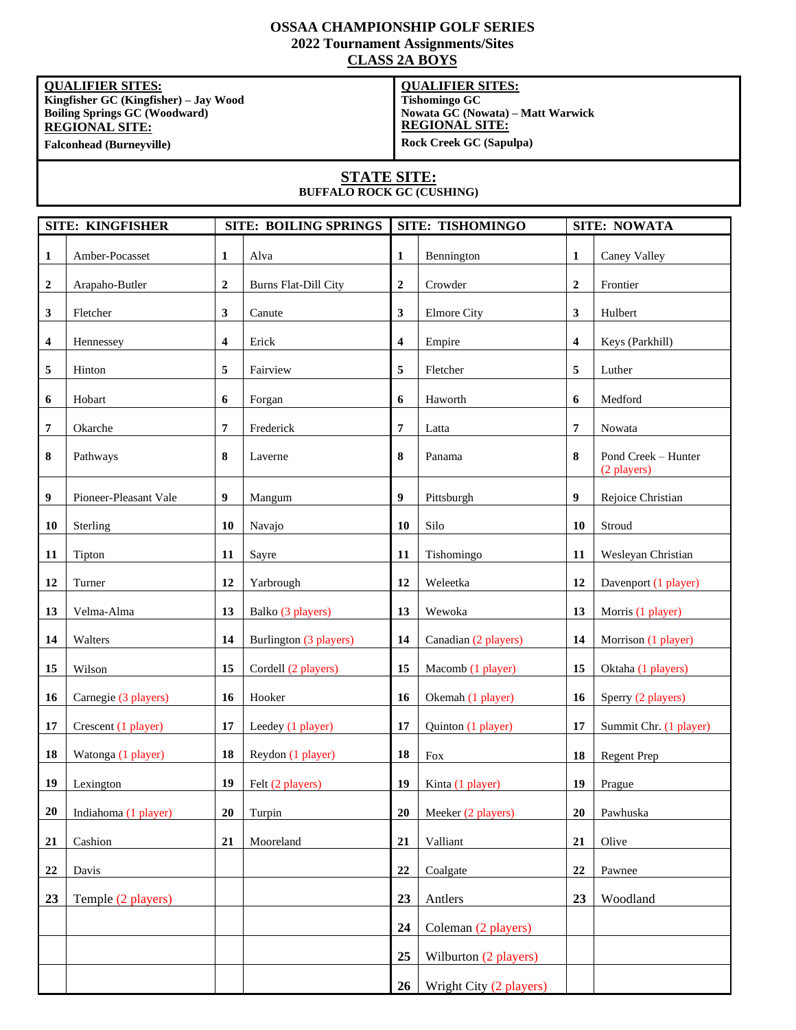# OSSAA CHAMPIONSHIP GOLF SERIES
## 2022 Tournament Assignments/Sites
## CLASS 2A BOYS

| **QUALIFIER SITES:** | **QUALIFIER SITES:** |
|---|---|
| **Kingfisher GC (Kingfisher) – Jay Wood** | **Tishomingo GC** |
| **Boiling Springs GC (Woodward)** | **Nowata GC (Nowata) – Matt Warwick** |
| **REGIONAL SITE:** | **REGIONAL SITE:** |
| **Falconhead (Burneyville)** | **Rock Creek GC (Sapulpa)** |

**STATE SITE:**
**BUFFALO ROCK GC (CUSHING)**

| SITE: KINGFISHER | | SITE: BOILING SPRINGS | | SITE: TISHOMINGO | | SITE: NOWATA | |
|---|---|---|---|---|---|---|---|
| 1 | Amber-Pocasset | 1 | Alva | 1 | Bennington | 1 | Caney Valley |
| 2 | Arapaho-Butler | 2 | Burns Flat-Dill City | 2 | Crowder | 2 | Frontier |
| 3 | Fletcher | 3 | Canute | 3 | Elmore City | 3 | Hulbert |
| 4 | Hennessey | 4 | Erick | 4 | Empire | 4 | Keys (Parkhill) |
| 5 | Hinton | 5 | Fairview | 5 | Fletcher | 5 | Luther |
| 6 | Hobart | 6 | Forgan | 6 | Haworth | 6 | Medford |
| 7 | Okarche | 7 | Frederick | 7 | Latta | 7 | Nowata |
| 8 | Pathways | 8 | Laverne | 8 | Panama | 8 | Pond Creek – Hunter (2 players) |
| 9 | Pioneer-Pleasant Vale | 9 | Mangum | 9 | Pittsburgh | 9 | Rejoice Christian |
| 10 | Sterling | 10 | Navajo | 10 | Silo | 10 | Stroud |
| 11 | Tipton | 11 | Sayre | 11 | Tishomingo | 11 | Wesleyan Christian |
| 12 | Turner | 12 | Yarbrough | 12 | Weleetka | 12 | Davenport (1 player) |
| 13 | Velma-Alma | 13 | Balko (3 players) | 13 | Wewoka | 13 | Morris (1 player) |
| 14 | Walters | 14 | Burlington (3 players) | 14 | Canadian (2 players) | 14 | Morrison (1 player) |
| 15 | Wilson | 15 | Cordell (2 players) | 15 | Macomb (1 player) | 15 | Oktaha (1 players) |
| 16 | Carnegie (3 players) | 16 | Hooker | 16 | Okemah (1 player) | 16 | Sperry (2 players) |
| 17 | Crescent (1 player) | 17 | Leedey (1 player) | 17 | Quinton (1 player) | 17 | Summit Chr. (1 player) |
| 18 | Watonga (1 player) | 18 | Reydon (1 player) | 18 | Fox | 18 | Regent Prep |
| 19 | Lexington | 19 | Felt (2 players) | 19 | Kinta (1 player) | 19 | Prague |
| 20 | Indiahoma (1 player) | 20 | Turpin | 20 | Meeker (2 players) | 20 | Pawhuska |
| 21 | Cashion | 21 | Mooreland | 21 | Valliant | 21 | Olive |
| 22 | Davis | | | 22 | Coalgate | 22 | Pawnee |
| 23 | Temple (2 players) | | | 23 | Antlers | 23 | Woodland |
| | | | | 24 | Coleman (2 players) | | |
| | | | | 25 | Wilburton (2 players) | | |
| | | | | 26 | Wright City (2 players) | | |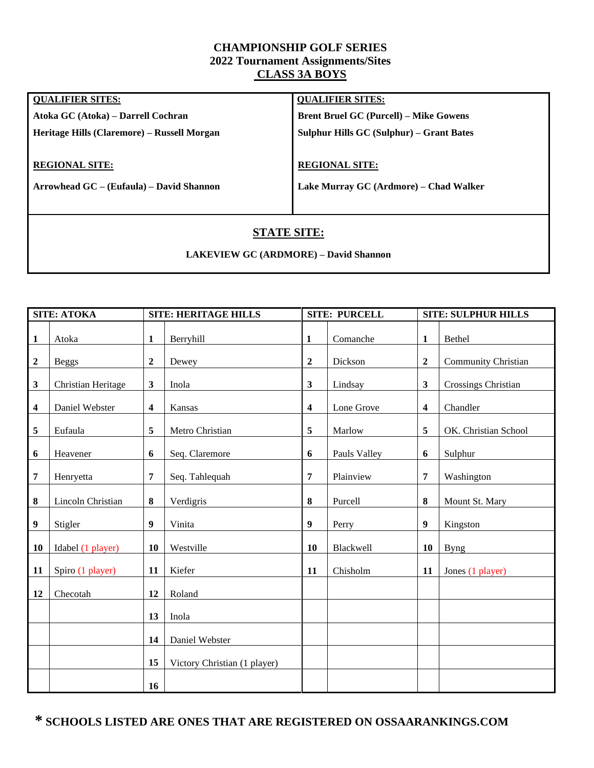# CHAMPIONSHIP GOLF SERIES
## 2022 Tournament Assignments/Sites
## CLASS 3A BOYS

| **QUALIFIER SITES:** | **QUALIFIER SITES:** |
|---|---|
| **Atoka GC (Atoka) – Darrell Cochran** | **Brent Bruel GC (Purcell) – Mike Gowens** |
| **Heritage Hills (Claremore) – Russell Morgan** | **Sulphur Hills GC (Sulphur) – Grant Bates** |
| **REGIONAL SITE:** | **REGIONAL SITE:** |
| **Arrowhead GC – (Eufaula) – David Shannon** | **Lake Murray GC (Ardmore) – Chad Walker** |

**STATE SITE:**

**LAKEVIEW GC (ARDMORE) – David Shannon**

| | SITE: ATOKA | | SITE: HERITAGE HILLS | | SITE: PURCELL | | SITE: SULPHUR HILLS |
|---|---|---|---|---|---|---|---|
| 1 | Atoka | 1 | Berryhill | 1 | Comanche | 1 | Bethel |
| 2 | Beggs | 2 | Dewey | 2 | Dickson | 2 | Community Christian |
| 3 | Christian Heritage | 3 | Inola | 3 | Lindsay | 3 | Crossings Christian |
| 4 | Daniel Webster | 4 | Kansas | 4 | Lone Grove | 4 | Chandler |
| 5 | Eufaula | 5 | Metro Christian | 5 | Marlow | 5 | OK. Christian School |
| 6 | Heavener | 6 | Seq. Claremore | 6 | Pauls Valley | 6 | Sulphur |
| 7 | Henryetta | 7 | Seq. Tahlequah | 7 | Plainview | 7 | Washington |
| 8 | Lincoln Christian | 8 | Verdigris | 8 | Purcell | 8 | Mount St. Mary |
| 9 | Stigler | 9 | Vinita | 9 | Perry | 9 | Kingston |
| 10 | Idabel (1 player) | 10 | Westville | 10 | Blackwell | 10 | Byng |
| 11 | Spiro (1 player) | 11 | Kiefer | 11 | Chisholm | 11 | Jones (1 player) |
| 12 | Checotah | 12 | Roland | | | | |
| | | 13 | Inola | | | | |
| | | 14 | Daniel Webster | | | | |
| | | 15 | Victory Christian (1 player) | | | | |
| | | 16 | | | | | |

**\* SCHOOLS LISTED ARE ONES THAT ARE REGISTERED ON OSSAARANKINGS.COM**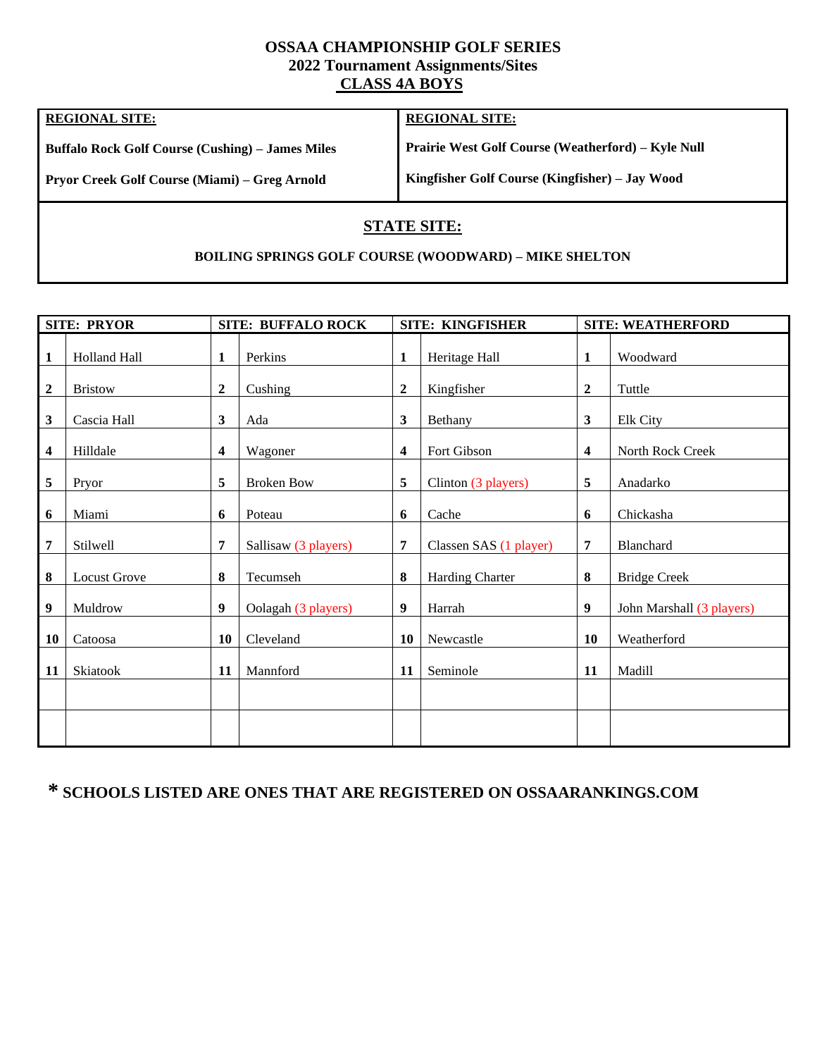# OSSAA CHAMPIONSHIP GOLF SERIES
## 2022 Tournament Assignments/Sites
## CLASS 4A BOYS

| REGIONAL SITE: | REGIONAL SITE: |
|---|---|
| **Buffalo Rock Golf Course (Cushing) – James Miles** | **Prairie West Golf Course (Weatherford) – Kyle Null** |
| **Pryor Creek Golf Course (Miami) – Greg Arnold** | **Kingfisher Golf Course (Kingfisher) – Jay Wood** |

## STATE SITE:

**BOILING SPRINGS GOLF COURSE (WOODWARD) – MIKE SHELTON**

| SITE: PRYOR | | SITE: BUFFALO ROCK | | SITE: KINGFISHER | | SITE: WEATHERFORD | |
|---|---|---|---|---|---|---|---|
| **1** | Holland Hall | **1** | Perkins | **1** | Heritage Hall | **1** | Woodward |
| **2** | Bristow | **2** | Cushing | **2** | Kingfisher | **2** | Tuttle |
| **3** | Cascia Hall | **3** | Ada | **3** | Bethany | **3** | Elk City |
| **4** | Hilldale | **4** | Wagoner | **4** | Fort Gibson | **4** | North Rock Creek |
| **5** | Pryor | **5** | Broken Bow | **5** | Clinton (3 players) | **5** | Anadarko |
| **6** | Miami | **6** | Poteau | **6** | Cache | **6** | Chickasha |
| **7** | Stilwell | **7** | Sallisaw (3 players) | **7** | Classen SAS (1 player) | **7** | Blanchard |
| **8** | Locust Grove | **8** | Tecumseh | **8** | Harding Charter | **8** | Bridge Creek |
| **9** | Muldrow | **9** | Oolagah (3 players) | **9** | Harrah | **9** | John Marshall (3 players) |
| **10** | Catoosa | **10** | Cleveland | **10** | Newcastle | **10** | Weatherford |
| **11** | Skiatook | **11** | Mannford | **11** | Seminole | **11** | Madill |
| | | | | | | | |
| | | | | | | | |

**\* SCHOOLS LISTED ARE ONES THAT ARE REGISTERED ON OSSAARANKINGS.COM**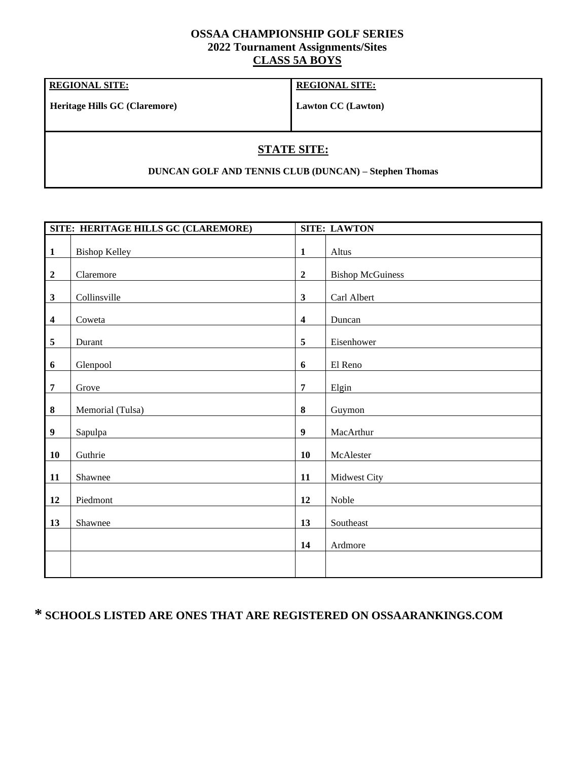**OSSAA CHAMPIONSHIP GOLF SERIES**
**2022 Tournament Assignments/Sites**
**CLASS 5A BOYS**

| **REGIONAL SITE:** | **REGIONAL SITE:** |
|---|---|
| **Heritage Hills GC (Claremore)** | **Lawton CC (Lawton)** |

**STATE SITE:**

**DUNCAN GOLF AND TENNIS CLUB (DUNCAN) – Stephen Thomas**

| **SITE: HERITAGE HILLS GC (CLAREMORE)** | | **SITE: LAWTON** | |
|---|---|---|---|
| **1** | Bishop Kelley | **1** | Altus |
| **2** | Claremore | **2** | Bishop McGuiness |
| **3** | Collinsville | **3** | Carl Albert |
| **4** | Coweta | **4** | Duncan |
| **5** | Durant | **5** | Eisenhower |
| **6** | Glenpool | **6** | El Reno |
| **7** | Grove | **7** | Elgin |
| **8** | Memorial (Tulsa) | **8** | Guymon |
| **9** | Sapulpa | **9** | MacArthur |
| **10** | Guthrie | **10** | McAlester |
| **11** | Shawnee | **11** | Midwest City |
| **12** | Piedmont | **12** | Noble |
| **13** | Shawnee | **13** | Southeast |
| | | **14** | Ardmore |
| | | | |

**\* SCHOOLS LISTED ARE ONES THAT ARE REGISTERED ON OSSAARANKINGS.COM**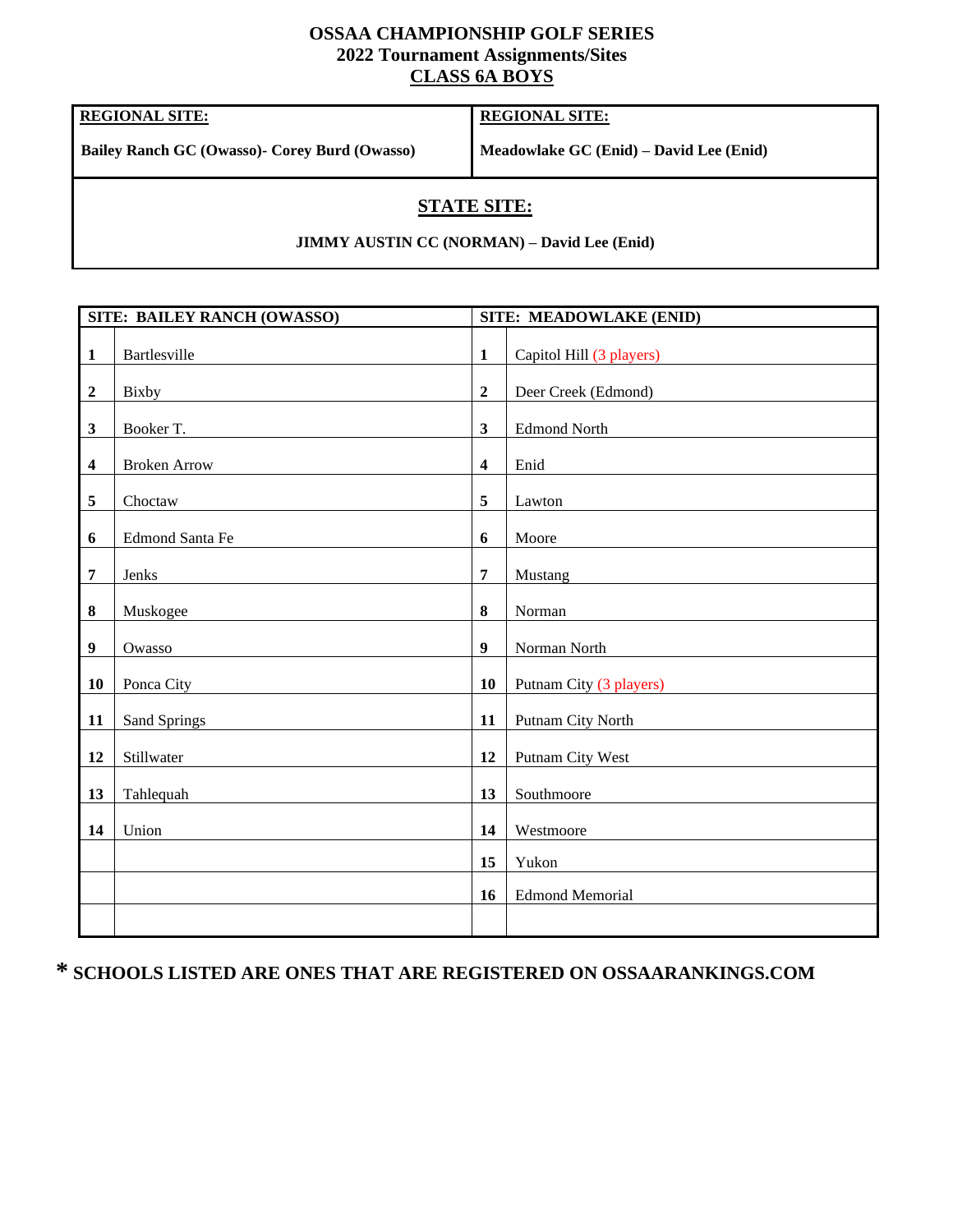# OSSAA CHAMPIONSHIP GOLF SERIES
## 2022 Tournament Assignments/Sites
## CLASS 6A BOYS

| **REGIONAL SITE:** | **REGIONAL SITE:** |
|---|---|
| **Bailey Ranch GC (Owasso)- Corey Burd (Owasso)** | **Meadowlake GC (Enid) – David Lee (Enid)** |

**STATE SITE:**

**JIMMY AUSTIN CC (NORMAN) – David Lee (Enid)**

| **SITE: BAILEY RANCH (OWASSO)** | | **SITE: MEADOWLAKE (ENID)** | |
|---|---|---|---|
| **1** | Bartlesville | **1** | Capitol Hill (3 players) |
| **2** | Bixby | **2** | Deer Creek (Edmond) |
| **3** | Booker T. | **3** | Edmond North |
| **4** | Broken Arrow | **4** | Enid |
| **5** | Choctaw | **5** | Lawton |
| **6** | Edmond Santa Fe | **6** | Moore |
| **7** | Jenks | **7** | Mustang |
| **8** | Muskogee | **8** | Norman |
| **9** | Owasso | **9** | Norman North |
| **10** | Ponca City | **10** | Putnam City (3 players) |
| **11** | Sand Springs | **11** | Putnam City North |
| **12** | Stillwater | **12** | Putnam City West |
| **13** | Tahlequah | **13** | Southmoore |
| **14** | Union | **14** | Westmoore |
| | | **15** | Yukon |
| | | **16** | Edmond Memorial |
| | | | |

**\* SCHOOLS LISTED ARE ONES THAT ARE REGISTERED ON OSSAARANKINGS.COM**